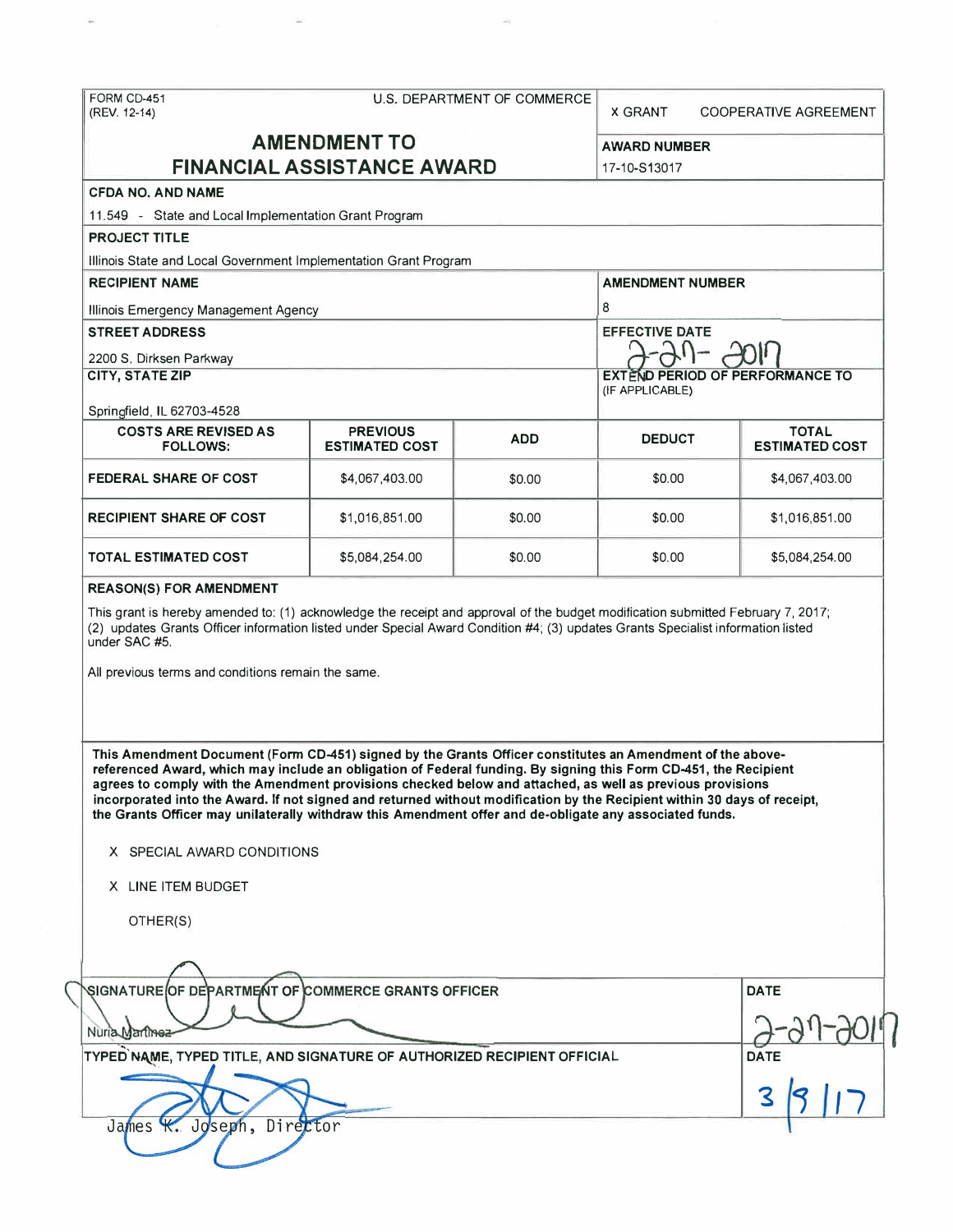FORM CD-451
(REV. 12-14)

U.S. DEPARTMENT OF COMMERCE

X GRANT    COOPERATIVE AGREEMENT

# AMENDMENT TO FINANCIAL ASSISTANCE AWARD

**AWARD NUMBER**
17-10-S13017

**CFDA NO. AND NAME**
11.549 - State and Local Implementation Grant Program

**PROJECT TITLE**
Illinois State and Local Government Implementation Grant Program

**RECIPIENT NAME**
Illinois Emergency Management Agency

**AMENDMENT NUMBER**
8

**STREET ADDRESS**
2200 S. Dirksen Parkway

**EFFECTIVE DATE**
2-27-2017

**CITY, STATE ZIP**
Springfield, IL 62703-4528

**EXTEND PERIOD OF PERFORMANCE TO**
(IF APPLICABLE)

| COSTS ARE REVISED AS FOLLOWS: | PREVIOUS ESTIMATED COST | ADD | DEDUCT | TOTAL ESTIMATED COST |
|---|---|---|---|---|
| FEDERAL SHARE OF COST | $4,067,403.00 | $0.00 | $0.00 | $4,067,403.00 |
| RECIPIENT SHARE OF COST | $1,016,851.00 | $0.00 | $0.00 | $1,016,851.00 |
| TOTAL ESTIMATED COST | $5,084,254.00 | $0.00 | $0.00 | $5,084,254.00 |

**REASON(S) FOR AMENDMENT**

This grant is hereby amended to: (1) acknowledge the receipt and approval of the budget modification submitted February 7, 2017; (2) updates Grants Officer information listed under Special Award Condition #4; (3) updates Grants Specialist information listed under SAC #5.

All previous terms and conditions remain the same.

**This Amendment Document (Form CD-451) signed by the Grants Officer constitutes an Amendment of the above-referenced Award, which may include an obligation of Federal funding. By signing this Form CD-451, the Recipient agrees to comply with the Amendment provisions checked below and attached, as well as previous provisions incorporated into the Award. If not signed and returned without modification by the Recipient within 30 days of receipt, the Grants Officer may unilaterally withdraw this Amendment offer and de-obligate any associated funds.**

X SPECIAL AWARD CONDITIONS

X LINE ITEM BUDGET

OTHER(S)

**SIGNATURE OF DEPARTMENT OF COMMERCE GRANTS OFFICER**
Nuria Martinez

**DATE**
2-27-2017

**TYPED NAME, TYPED TITLE, AND SIGNATURE OF AUTHORIZED RECIPIENT OFFICIAL**
James K. Joseph, Director

**DATE**
3/9/17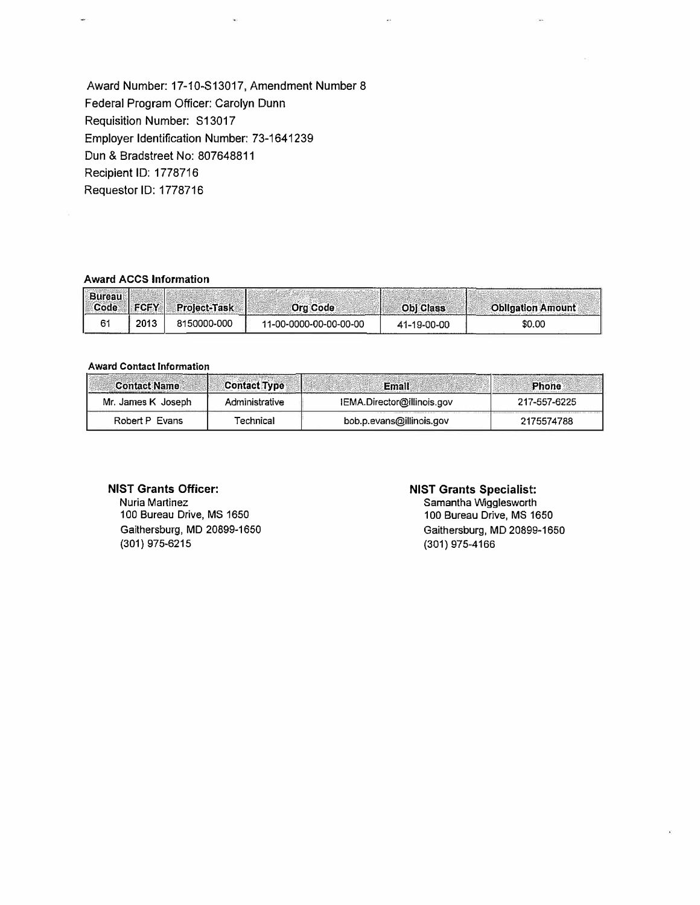Award Number: 17-10-S13017, Amendment Number 8
Federal Program Officer: Carolyn Dunn
Requisition Number: S13017
Employer Identification Number: 73-1641239
Dun & Bradstreet No: 807648811
Recipient ID: 1778716
Requestor ID: 1778716

**Award ACCS Information**

| Bureau Code | FCFY | Project-Task | Org Code | Obj Class | Obligation Amount |
|---|---|---|---|---|---|
| 61 | 2013 | 8150000-000 | 11-00-0000-00-00-00-00 | 41-19-00-00 | $0.00 |

**Award Contact Information**

| Contact Name | Contact Type | Email | Phone |
|---|---|---|---|
| Mr. James K Joseph | Administrative | IEMA.Director@illinois.gov | 217-557-6225 |
| Robert P Evans | Technical | bob.p.evans@illinois.gov | 2175574788 |

**NIST Grants Officer:**
Nuria Martinez
100 Bureau Drive, MS 1650
Gaithersburg, MD 20899-1650
(301) 975-6215

**NIST Grants Specialist:**
Samantha Wigglesworth
100 Bureau Drive, MS 1650
Gaithersburg, MD 20899-1650
(301) 975-4166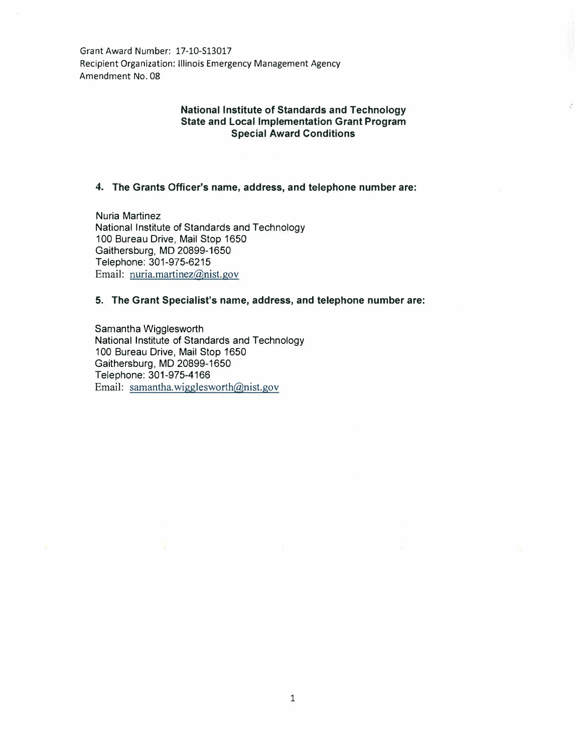Grant Award Number: 17-10-S13017
Recipient Organization: Illinois Emergency Management Agency
Amendment No. 08

## National Institute of Standards and Technology
## State and Local Implementation Grant Program
## Special Award Conditions

### 4. The Grants Officer's name, address, and telephone number are:

Nuria Martinez
National Institute of Standards and Technology
100 Bureau Drive, Mail Stop 1650
Gaithersburg, MD 20899-1650
Telephone: 301-975-6215
Email: nuria.martinez@nist.gov

### 5. The Grant Specialist's name, address, and telephone number are:

Samantha Wigglesworth
National Institute of Standards and Technology
100 Bureau Drive, Mail Stop 1650
Gaithersburg, MD 20899-1650
Telephone: 301-975-4166
Email: samantha.wigglesworth@nist.gov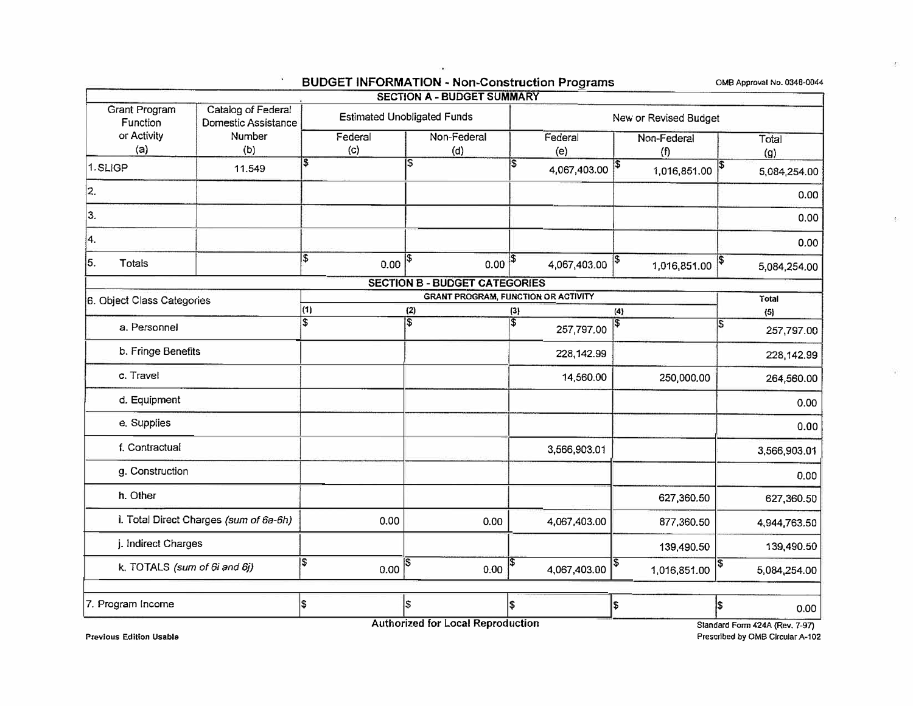# BUDGET INFORMATION - Non-Construction Programs

OMB Approval No. 0348-0044

## SECTION A - BUDGET SUMMARY

| Grant Program Function or Activity (a) | Catalog of Federal Domestic Assistance Number (b) | Estimated Unobligated Funds | | New or Revised Budget | | |
|---|---|---|---|---|---|---|
| | | Federal (c) | Non-Federal (d) | Federal (e) | Non-Federal (f) | Total (g) |
| 1. SLIGP | 11.549 | $ | $ | $ 4,067,403.00 | $ 1,016,851.00 | $ 5,084,254.00 |
| 2. | | | | | | 0.00 |
| 3. | | | | | | 0.00 |
| 4. | | | | | | 0.00 |
| 5. Totals | | $ 0.00 | $ 0.00 | $ 4,067,403.00 | $ 1,016,851.00 | $ 5,084,254.00 |

## SECTION B - BUDGET CATEGORIES

| 6. Object Class Categories | GRANT PROGRAM, FUNCTION OR ACTIVITY | | | | Total |
|---|---|---|---|---|---|
| | (1) | (2) | (3) | (4) | (5) |
| a. Personnel | $ | $ | $ 257,797.00 | $ | $ 257,797.00 |
| b. Fringe Benefits | | | 228,142.99 | | 228,142.99 |
| c. Travel | | | 14,560.00 | 250,000.00 | 264,560.00 |
| d. Equipment | | | | | 0.00 |
| e. Supplies | | | | | 0.00 |
| f. Contractual | | | 3,566,903.01 | | 3,566,903.01 |
| g. Construction | | | | | 0.00 |
| h. Other | | | | 627,360.50 | 627,360.50 |
| i. Total Direct Charges *(sum of 6a-6h)* | 0.00 | 0.00 | 4,067,403.00 | 877,360.50 | 4,944,763.50 |
| j. Indirect Charges | | | | 139,490.50 | 139,490.50 |
| k. TOTALS *(sum of 6i and 6j)* | $ 0.00 | $ 0.00 | $ 4,067,403.00 | $ 1,016,851.00 | $ 5,084,254.00 |
| 7. Program Income | $ | $ | $ | $ | $ 0.00 |

Previous Edition Usable

**Authorized for Local Reproduction**

Standard Form 424A (Rev. 7-97)
Prescribed by OMB Circular A-102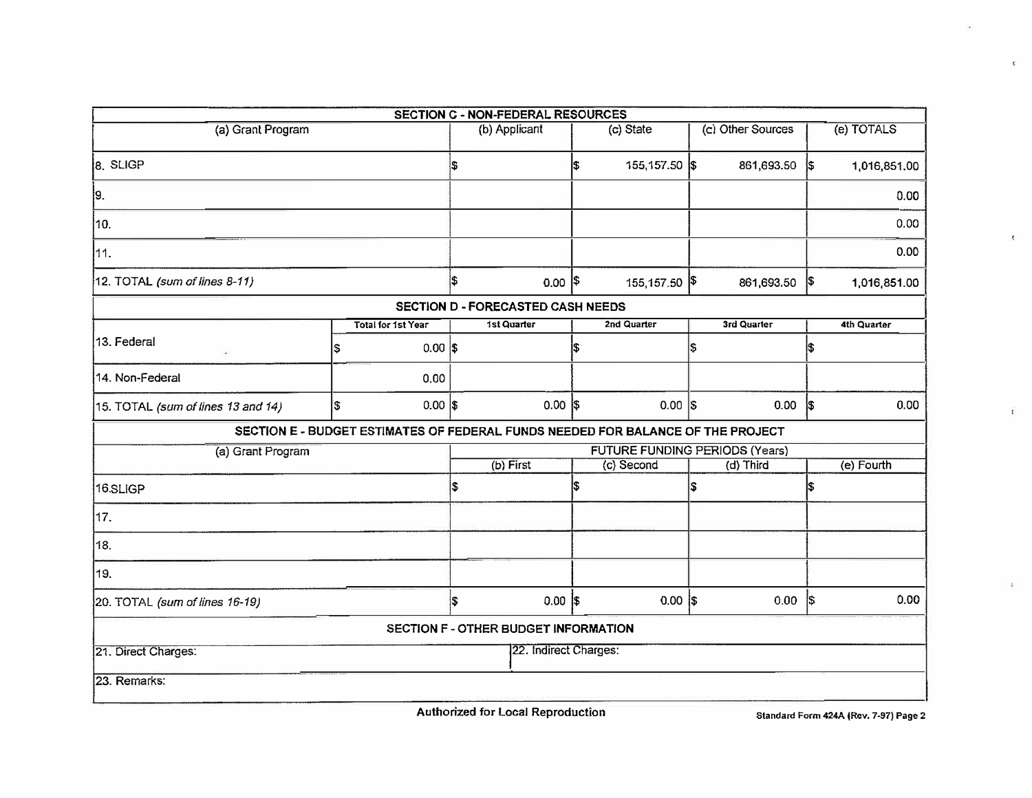## SECTION C - NON-FEDERAL RESOURCES

| (a) Grant Program | (b) Applicant | (c) State | (c) Other Sources | (e) TOTALS |
|---|---|---|---|---|
| 8. SLIGP | $ | $ 155,157.50 | $ 861,693.50 | $ 1,016,851.00 |
| 9. | | | | 0.00 |
| 10. | | | | 0.00 |
| 11. | | | | 0.00 |
| 12. TOTAL *(sum of lines 8-11)* | $ 0.00 | $ 155,157.50 | $ 861,693.50 | $ 1,016,851.00 |

## SECTION D - FORECASTED CASH NEEDS

| | Total for 1st Year | 1st Quarter | 2nd Quarter | 3rd Quarter | 4th Quarter |
|---|---|---|---|---|---|
| 13. Federal | $ 0.00 | $ | $ | $ | $ |
| 14. Non-Federal | 0.00 | | | | |
| 15. TOTAL *(sum of lines 13 and 14)* | $ 0.00 | $ 0.00 | $ 0.00 | $ 0.00 | $ 0.00 |

## SECTION E - BUDGET ESTIMATES OF FEDERAL FUNDS NEEDED FOR BALANCE OF THE PROJECT

| (a) Grant Program | FUTURE FUNDING PERIODS (Years) | | | |
|---|---|---|---|---|
| | (b) First | (c) Second | (d) Third | (e) Fourth |
| 16.SLIGP | $ | $ | $ | $ |
| 17. | | | | |
| 18. | | | | |
| 19. | | | | |
| 20. TOTAL *(sum of lines 16-19)* | $ 0.00 | $ 0.00 | $ 0.00 | $ 0.00 |

## SECTION F - OTHER BUDGET INFORMATION

| 21. Direct Charges: | 22. Indirect Charges: |
|---|---|
| 23. Remarks: | |

Authorized for Local Reproduction

Standard Form 424A (Rev. 7-97) Page 2